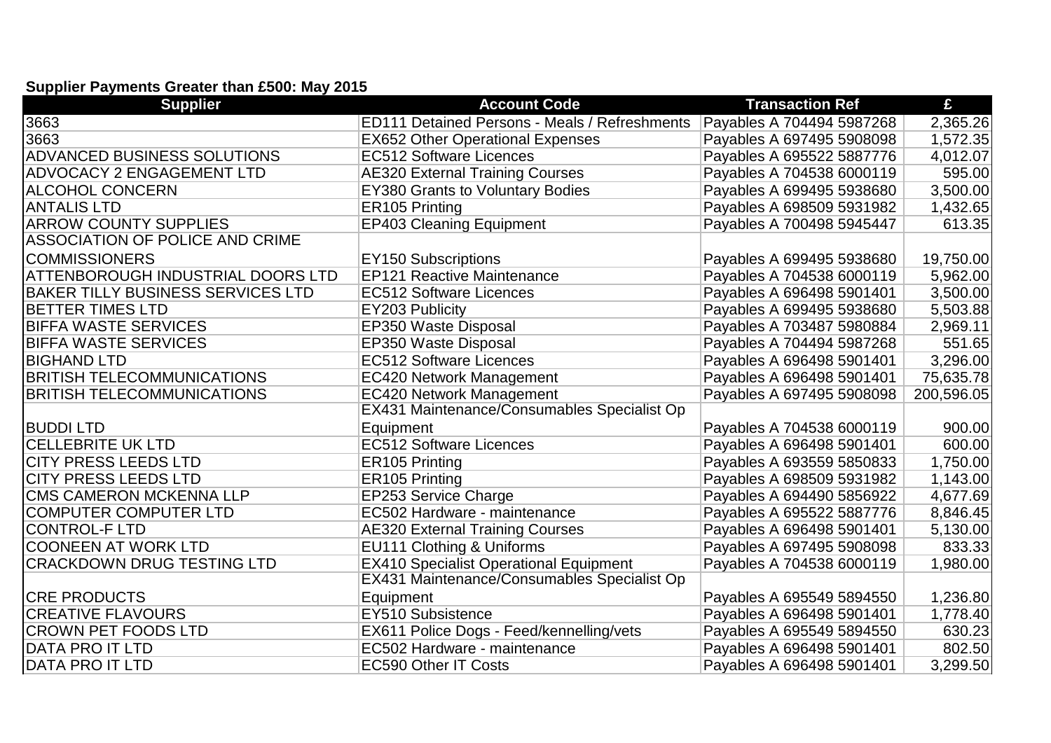**Supplier Payments Greater than £500: May 2015**

| Supplier | Account Code | Transaction Ref | £ |
|---|---|---|---|
| 3663 | ED111 Detained Persons - Meals / Refreshments | Payables A 704494 5987268 | 2,365.26 |
| 3663 | EX652 Other Operational Expenses | Payables A 697495 5908098 | 1,572.35 |
| ADVANCED BUSINESS SOLUTIONS | EC512 Software Licences | Payables A 695522 5887776 | 4,012.07 |
| ADVOCACY 2 ENGAGEMENT LTD | AE320 External Training Courses | Payables A 704538 6000119 | 595.00 |
| ALCOHOL CONCERN | EY380 Grants to Voluntary Bodies | Payables A 699495 5938680 | 3,500.00 |
| ANTALIS LTD | ER105 Printing | Payables A 698509 5931982 | 1,432.65 |
| ARROW COUNTY SUPPLIES | EP403 Cleaning Equipment | Payables A 700498 5945447 | 613.35 |
| ASSOCIATION OF POLICE AND CRIME COMMISSIONERS | EY150 Subscriptions | Payables A 699495 5938680 | 19,750.00 |
| ATTENBOROUGH INDUSTRIAL DOORS LTD | EP121 Reactive Maintenance | Payables A 704538 6000119 | 5,962.00 |
| BAKER TILLY BUSINESS SERVICES LTD | EC512 Software Licences | Payables A 696498 5901401 | 3,500.00 |
| BETTER TIMES LTD | EY203 Publicity | Payables A 699495 5938680 | 5,503.88 |
| BIFFA WASTE SERVICES | EP350 Waste Disposal | Payables A 703487 5980884 | 2,969.11 |
| BIFFA WASTE SERVICES | EP350 Waste Disposal | Payables A 704494 5987268 | 551.65 |
| BIGHAND LTD | EC512 Software Licences | Payables A 696498 5901401 | 3,296.00 |
| BRITISH TELECOMMUNICATIONS | EC420 Network Management | Payables A 696498 5901401 | 75,635.78 |
| BRITISH TELECOMMUNICATIONS | EC420 Network Management | Payables A 697495 5908098 | 200,596.05 |
| BUDDI LTD | EX431 Maintenance/Consumables Specialist Op Equipment | Payables A 704538 6000119 | 900.00 |
| CELLEBRITE UK LTD | EC512 Software Licences | Payables A 696498 5901401 | 600.00 |
| CITY PRESS LEEDS LTD | ER105 Printing | Payables A 693559 5850833 | 1,750.00 |
| CITY PRESS LEEDS LTD | ER105 Printing | Payables A 698509 5931982 | 1,143.00 |
| CMS CAMERON MCKENNA LLP | EP253 Service Charge | Payables A 694490 5856922 | 4,677.69 |
| COMPUTER COMPUTER LTD | EC502 Hardware - maintenance | Payables A 695522 5887776 | 8,846.45 |
| CONTROL-F LTD | AE320 External Training Courses | Payables A 696498 5901401 | 5,130.00 |
| COONEEN AT WORK LTD | EU111 Clothing & Uniforms | Payables A 697495 5908098 | 833.33 |
| CRACKDOWN DRUG TESTING LTD | EX410 Specialist Operational Equipment | Payables A 704538 6000119 | 1,980.00 |
| CRE PRODUCTS | EX431 Maintenance/Consumables Specialist Op Equipment | Payables A 695549 5894550 | 1,236.80 |
| CREATIVE FLAVOURS | EY510 Subsistence | Payables A 696498 5901401 | 1,778.40 |
| CROWN PET FOODS LTD | EX611 Police Dogs - Feed/kennelling/vets | Payables A 695549 5894550 | 630.23 |
| DATA PRO IT LTD | EC502 Hardware - maintenance | Payables A 696498 5901401 | 802.50 |
| DATA PRO IT LTD | EC590 Other IT Costs | Payables A 696498 5901401 | 3,299.50 |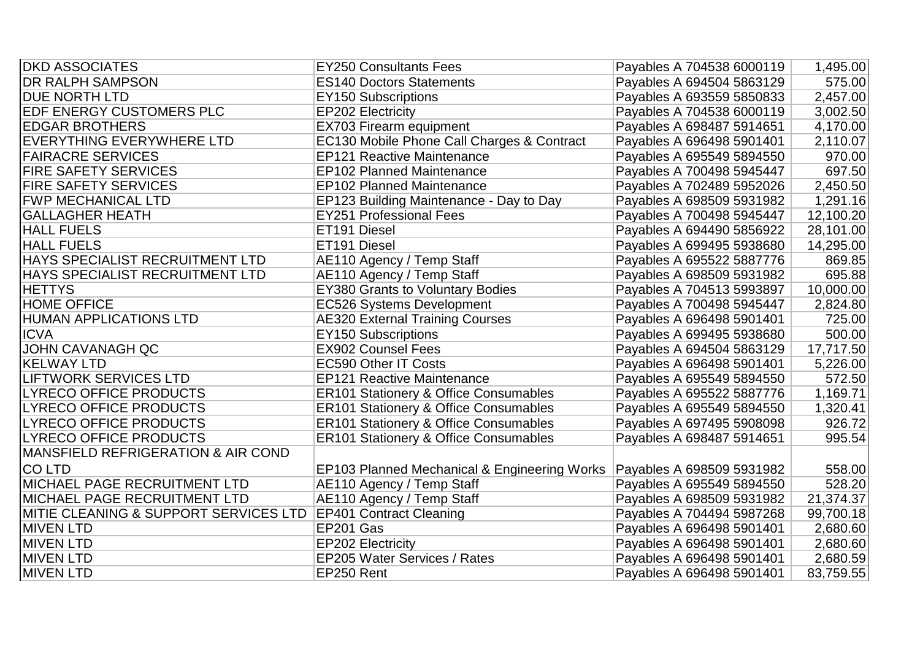| | | | |
|---|---|---|---|
| DKD ASSOCIATES | EY250 Consultants Fees | Payables A 704538 6000119 | 1,495.00 |
| DR RALPH SAMPSON | ES140 Doctors Statements | Payables A 694504 5863129 | 575.00 |
| DUE NORTH LTD | EY150 Subscriptions | Payables A 693559 5850833 | 2,457.00 |
| EDF ENERGY CUSTOMERS PLC | EP202 Electricity | Payables A 704538 6000119 | 3,002.50 |
| EDGAR BROTHERS | EX703 Firearm equipment | Payables A 698487 5914651 | 4,170.00 |
| EVERYTHING EVERYWHERE LTD | EC130 Mobile Phone Call Charges & Contract | Payables A 696498 5901401 | 2,110.07 |
| FAIRACRE SERVICES | EP121 Reactive Maintenance | Payables A 695549 5894550 | 970.00 |
| FIRE SAFETY SERVICES | EP102 Planned Maintenance | Payables A 700498 5945447 | 697.50 |
| FIRE SAFETY SERVICES | EP102 Planned Maintenance | Payables A 702489 5952026 | 2,450.50 |
| FWP MECHANICAL LTD | EP123 Building Maintenance - Day to Day | Payables A 698509 5931982 | 1,291.16 |
| GALLAGHER HEATH | EY251 Professional Fees | Payables A 700498 5945447 | 12,100.20 |
| HALL FUELS | ET191 Diesel | Payables A 694490 5856922 | 28,101.00 |
| HALL FUELS | ET191 Diesel | Payables A 699495 5938680 | 14,295.00 |
| HAYS SPECIALIST RECRUITMENT LTD | AE110 Agency / Temp Staff | Payables A 695522 5887776 | 869.85 |
| HAYS SPECIALIST RECRUITMENT LTD | AE110 Agency / Temp Staff | Payables A 698509 5931982 | 695.88 |
| HETTYS | EY380 Grants to Voluntary Bodies | Payables A 704513 5993897 | 10,000.00 |
| HOME OFFICE | EC526 Systems Development | Payables A 700498 5945447 | 2,824.80 |
| HUMAN APPLICATIONS LTD | AE320 External Training Courses | Payables A 696498 5901401 | 725.00 |
| ICVA | EY150 Subscriptions | Payables A 699495 5938680 | 500.00 |
| JOHN CAVANAGH QC | EX902 Counsel Fees | Payables A 694504 5863129 | 17,717.50 |
| KELWAY LTD | EC590 Other IT Costs | Payables A 696498 5901401 | 5,226.00 |
| LIFTWORK SERVICES LTD | EP121 Reactive Maintenance | Payables A 695549 5894550 | 572.50 |
| LYRECO OFFICE PRODUCTS | ER101 Stationery & Office Consumables | Payables A 695522 5887776 | 1,169.71 |
| LYRECO OFFICE PRODUCTS | ER101 Stationery & Office Consumables | Payables A 695549 5894550 | 1,320.41 |
| LYRECO OFFICE PRODUCTS | ER101 Stationery & Office Consumables | Payables A 697495 5908098 | 926.72 |
| LYRECO OFFICE PRODUCTS | ER101 Stationery & Office Consumables | Payables A 698487 5914651 | 995.54 |
| MANSFIELD REFRIGERATION & AIR COND CO LTD | EP103 Planned Mechanical & Engineering Works | Payables A 698509 5931982 | 558.00 |
| MICHAEL PAGE RECRUITMENT LTD | AE110 Agency / Temp Staff | Payables A 695549 5894550 | 528.20 |
| MICHAEL PAGE RECRUITMENT LTD | AE110 Agency / Temp Staff | Payables A 698509 5931982 | 21,374.37 |
| MITIE CLEANING & SUPPORT SERVICES LTD | EP401 Contract Cleaning | Payables A 704494 5987268 | 99,700.18 |
| MIVEN LTD | EP201 Gas | Payables A 696498 5901401 | 2,680.60 |
| MIVEN LTD | EP202 Electricity | Payables A 696498 5901401 | 2,680.60 |
| MIVEN LTD | EP205 Water Services / Rates | Payables A 696498 5901401 | 2,680.59 |
| MIVEN LTD | EP250 Rent | Payables A 696498 5901401 | 83,759.55 |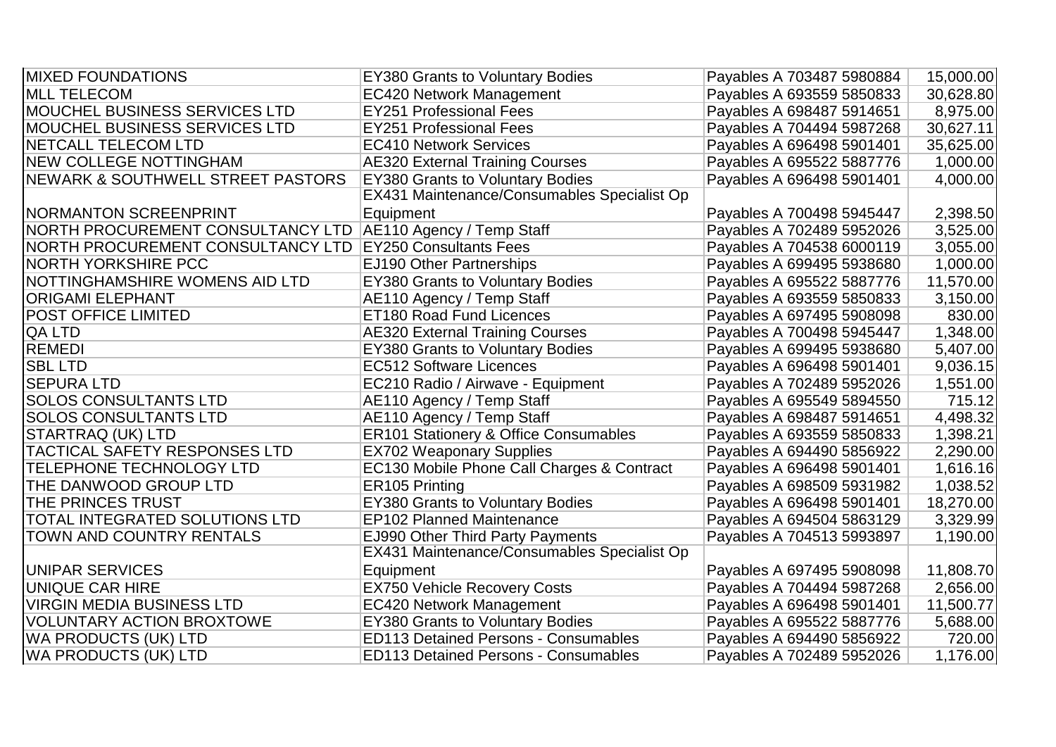| | | | |
|---|---|---|---|
| MIXED FOUNDATIONS | EY380 Grants to Voluntary Bodies | Payables A 703487 5980884 | 15,000.00 |
| MLL TELECOM | EC420 Network Management | Payables A 693559 5850833 | 30,628.80 |
| MOUCHEL BUSINESS SERVICES LTD | EY251 Professional Fees | Payables A 698487 5914651 | 8,975.00 |
| MOUCHEL BUSINESS SERVICES LTD | EY251 Professional Fees | Payables A 704494 5987268 | 30,627.11 |
| NETCALL TELECOM LTD | EC410 Network Services | Payables A 696498 5901401 | 35,625.00 |
| NEW COLLEGE NOTTINGHAM | AE320 External Training Courses | Payables A 695522 5887776 | 1,000.00 |
| NEWARK & SOUTHWELL STREET PASTORS | EY380 Grants to Voluntary Bodies | Payables A 696498 5901401 | 4,000.00 |
| NORMANTON SCREENPRINT | EX431 Maintenance/Consumables Specialist Op Equipment | Payables A 700498 5945447 | 2,398.50 |
| NORTH PROCUREMENT CONSULTANCY LTD | AE110 Agency / Temp Staff | Payables A 702489 5952026 | 3,525.00 |
| NORTH PROCUREMENT CONSULTANCY LTD | EY250 Consultants Fees | Payables A 704538 6000119 | 3,055.00 |
| NORTH YORKSHIRE PCC | EJ190 Other Partnerships | Payables A 699495 5938680 | 1,000.00 |
| NOTTINGHAMSHIRE WOMENS AID LTD | EY380 Grants to Voluntary Bodies | Payables A 695522 5887776 | 11,570.00 |
| ORIGAMI ELEPHANT | AE110 Agency / Temp Staff | Payables A 693559 5850833 | 3,150.00 |
| POST OFFICE LIMITED | ET180 Road Fund Licences | Payables A 697495 5908098 | 830.00 |
| QA LTD | AE320 External Training Courses | Payables A 700498 5945447 | 1,348.00 |
| REMEDI | EY380 Grants to Voluntary Bodies | Payables A 699495 5938680 | 5,407.00 |
| SBL LTD | EC512 Software Licences | Payables A 696498 5901401 | 9,036.15 |
| SEPURA LTD | EC210 Radio / Airwave - Equipment | Payables A 702489 5952026 | 1,551.00 |
| SOLOS CONSULTANTS LTD | AE110 Agency / Temp Staff | Payables A 695549 5894550 | 715.12 |
| SOLOS CONSULTANTS LTD | AE110 Agency / Temp Staff | Payables A 698487 5914651 | 4,498.32 |
| STARTRAQ (UK) LTD | ER101 Stationery & Office Consumables | Payables A 693559 5850833 | 1,398.21 |
| TACTICAL SAFETY RESPONSES LTD | EX702 Weaponary Supplies | Payables A 694490 5856922 | 2,290.00 |
| TELEPHONE TECHNOLOGY LTD | EC130 Mobile Phone Call Charges & Contract | Payables A 696498 5901401 | 1,616.16 |
| THE DANWOOD GROUP LTD | ER105 Printing | Payables A 698509 5931982 | 1,038.52 |
| THE PRINCES TRUST | EY380 Grants to Voluntary Bodies | Payables A 696498 5901401 | 18,270.00 |
| TOTAL INTEGRATED SOLUTIONS LTD | EP102 Planned Maintenance | Payables A 694504 5863129 | 3,329.99 |
| TOWN AND COUNTRY RENTALS | EJ990 Other Third Party Payments | Payables A 704513 5993897 | 1,190.00 |
| UNIPAR SERVICES | EX431 Maintenance/Consumables Specialist Op Equipment | Payables A 697495 5908098 | 11,808.70 |
| UNIQUE CAR HIRE | EX750 Vehicle Recovery Costs | Payables A 704494 5987268 | 2,656.00 |
| VIRGIN MEDIA BUSINESS LTD | EC420 Network Management | Payables A 696498 5901401 | 11,500.77 |
| VOLUNTARY ACTION BROXTOWE | EY380 Grants to Voluntary Bodies | Payables A 695522 5887776 | 5,688.00 |
| WA PRODUCTS (UK) LTD | ED113 Detained Persons - Consumables | Payables A 694490 5856922 | 720.00 |
| WA PRODUCTS (UK) LTD | ED113 Detained Persons - Consumables | Payables A 702489 5952026 | 1,176.00 |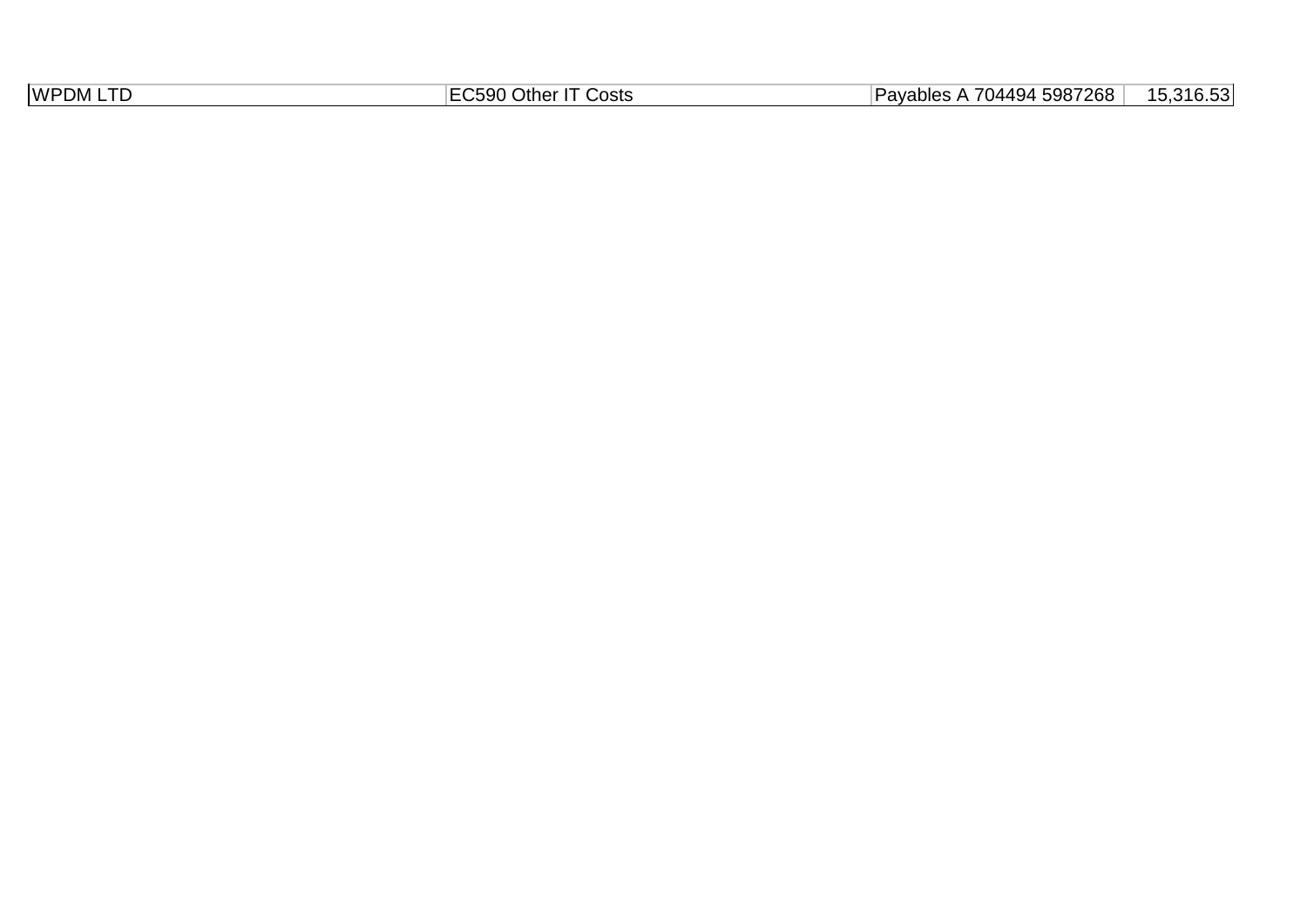| | | | |
|---|---|---|---|
| WPDM LTD | EC590 Other IT Costs | Payables A 704494 5987268 | 15,316.53 |